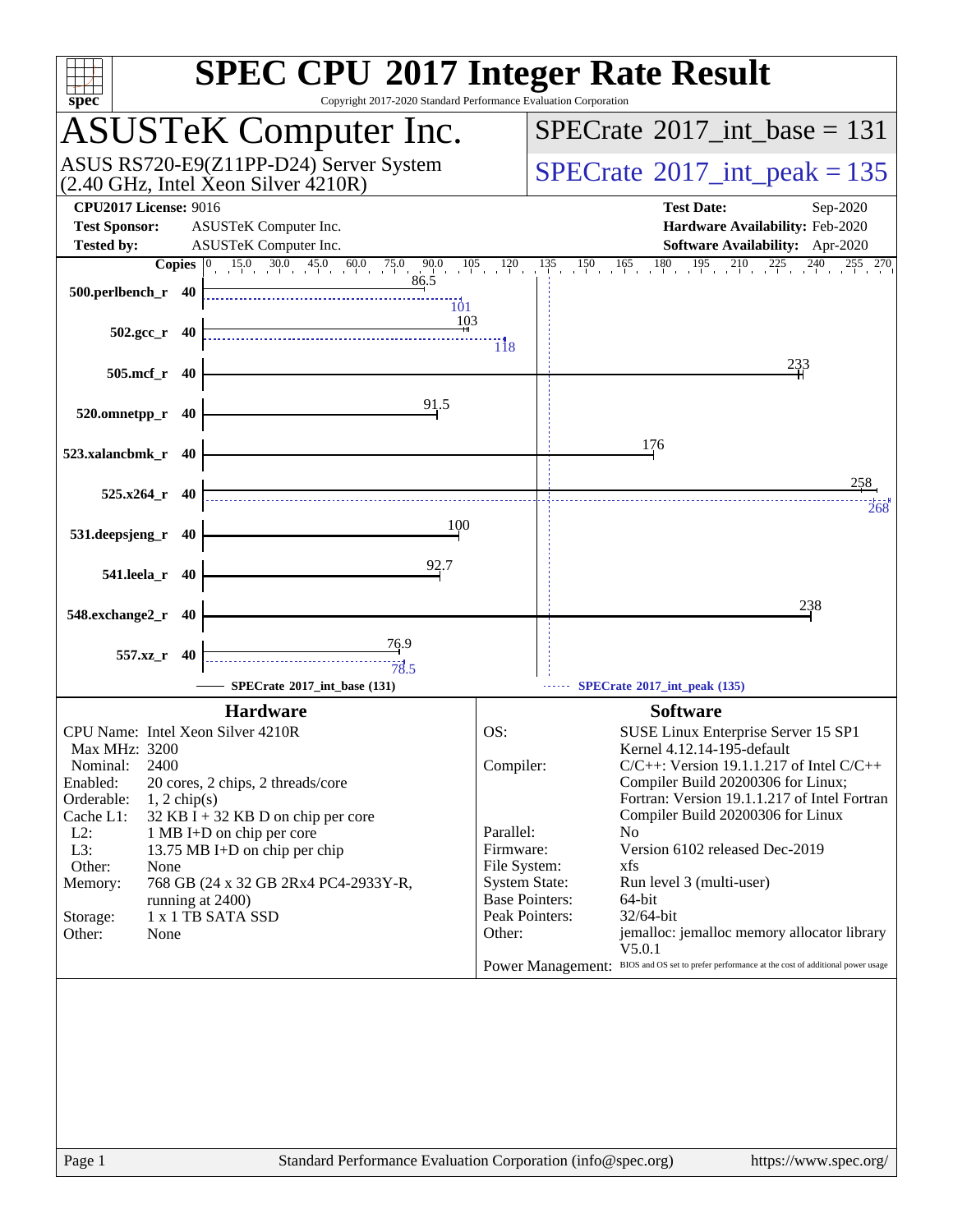# SPEC CPU 2017 Integer Rate Result

Copyright 2017-2020 Standard Performance Evaluation Corporation

## ASUSTeK Computer Inc.

ASUS RS720-E9(Z11PP-D24) Server System (2.40 GHz, Intel Xeon Silver 4210R)

**SPECrate 2017_int_base = 131**

**SPECrate 2017_int_peak = 135**

**CPU2017 License:** 9016
**Test Sponsor:** ASUSTeK Computer Inc.
**Tested by:** ASUSTeK Computer Inc.

**Test Date:** Sep-2020
**Hardware Availability:** Feb-2020
**Software Availability:** Apr-2020

| Benchmark | Copies | Base | Peak |
|---|---|---|---|
| 500.perlbench_r | 40 | 86.5 | 101 |
| 502.gcc_r | 40 | 103 | 118 |
| 505.mcf_r | 40 | 233 | |
| 520.omnetpp_r | 40 | 91.5 | |
| 523.xalancbmk_r | 40 | 176 | |
| 525.x264_r | 40 | 258 | 268 |
| 531.deepsjeng_r | 40 | 100 | |
| 541.leela_r | 40 | 92.7 | |
| 548.exchange2_r | 40 | 238 | |
| 557.xz_r | 40 | 76.9 | 78.5 |

SPECrate 2017_int_base (131) — SPECrate 2017_int_peak (135)

### Hardware

| | |
|---|---|
| CPU Name: | Intel Xeon Silver 4210R |
| Max MHz: | 3200 |
| Nominal: | 2400 |
| Enabled: | 20 cores, 2 chips, 2 threads/core |
| Orderable: | 1, 2 chip(s) |
| Cache L1: | 32 KB I + 32 KB D on chip per core |
| L2: | 1 MB I+D on chip per core |
| L3: | 13.75 MB I+D on chip per chip |
| Other: | None |
| Memory: | 768 GB (24 x 32 GB 2Rx4 PC4-2933Y-R, running at 2400) |
| Storage: | 1 x 1 TB SATA SSD |
| Other: | None |

### Software

| | |
|---|---|
| OS: | SUSE Linux Enterprise Server 15 SP1 Kernel 4.12.14-195-default |
| Compiler: | C/C++: Version 19.1.1.217 of Intel C/C++ Compiler Build 20200306 for Linux; Fortran: Version 19.1.1.217 of Intel Fortran Compiler Build 20200306 for Linux |
| Parallel: | No |
| Firmware: | Version 6102 released Dec-2019 |
| File System: | xfs |
| System State: | Run level 3 (multi-user) |
| Base Pointers: | 64-bit |
| Peak Pointers: | 32/64-bit |
| Other: | jemalloc: jemalloc memory allocator library V5.0.1 |
| Power Management: | BIOS and OS set to prefer performance at the cost of additional power usage |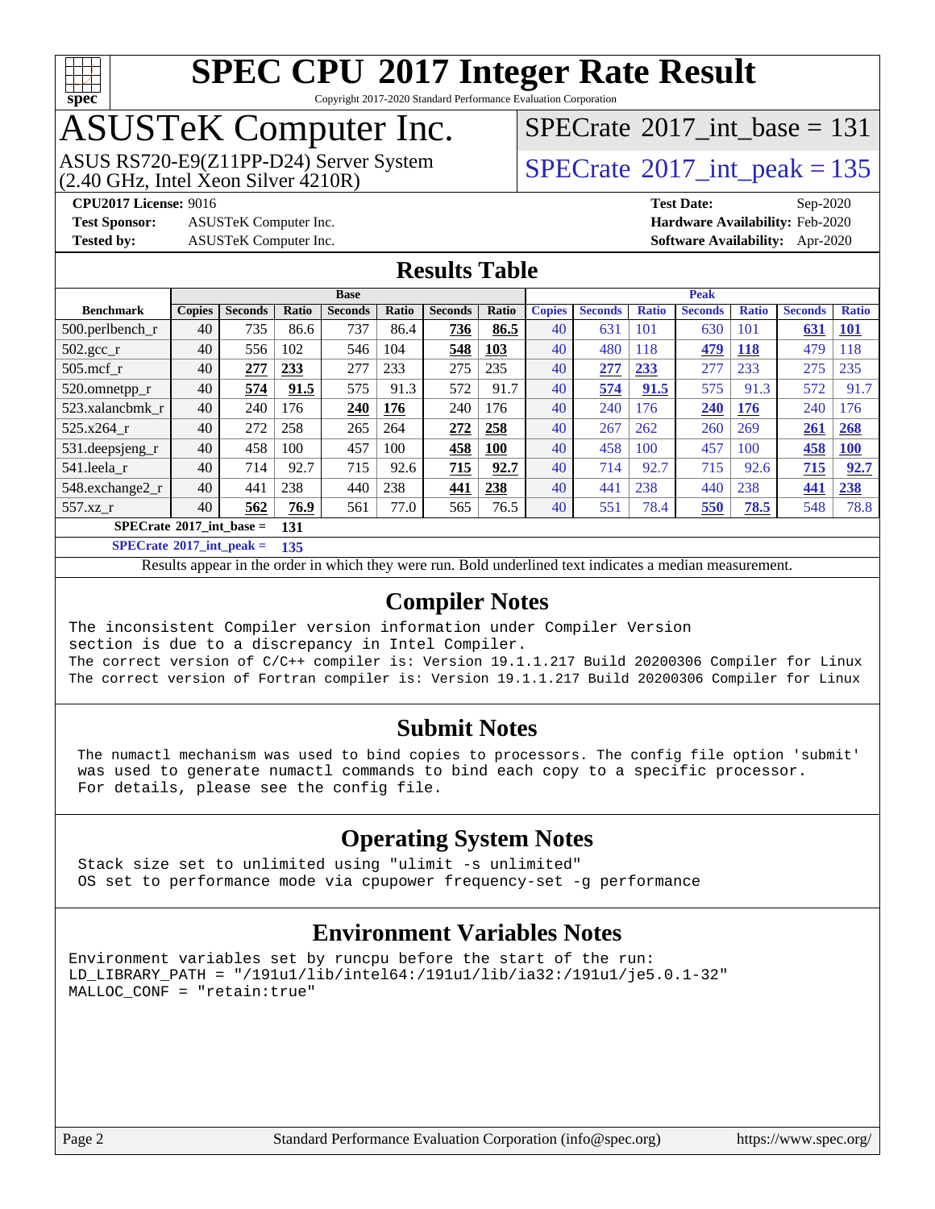# SPEC CPU 2017 Integer Rate Result

Copyright 2017-2020 Standard Performance Evaluation Corporation

## ASUSTeK Computer Inc.

ASUS RS720-E9(Z11PP-D24) Server System
(2.40 GHz, Intel Xeon Silver 4210R)

SPECrate 2017_int_base = 131

SPECrate 2017_int_peak = 135

**CPU2017 License:** 9016
**Test Sponsor:** ASUSTeK Computer Inc.
**Tested by:** ASUSTeK Computer Inc.
**Test Date:** Sep-2020
**Hardware Availability:** Feb-2020
**Software Availability:** Apr-2020

## Results Table

| | Base | | | | | | | Peak | | | | | | |
|---|---|---|---|---|---|---|---|---|---|---|---|---|---|---|
| **Benchmark** | **Copies** | **Seconds** | **Ratio** | **Seconds** | **Ratio** | **Seconds** | **Ratio** | **Copies** | **Seconds** | **Ratio** | **Seconds** | **Ratio** | **Seconds** | **Ratio** |
| 500.perlbench_r | 40 | 735 | 86.6 | 737 | 86.4 | **736** | **86.5** | 40 | 631 | 101 | 630 | 101 | **631** | **101** |
| 502.gcc_r | 40 | 556 | 102 | 546 | 104 | **548** | **103** | 40 | 480 | 118 | **479** | **118** | 479 | 118 |
| 505.mcf_r | 40 | **277** | **233** | 277 | 233 | 275 | 235 | 40 | **277** | **233** | 277 | 233 | 275 | 235 |
| 520.omnetpp_r | 40 | **574** | **91.5** | 575 | 91.3 | 572 | 91.7 | 40 | **574** | **91.5** | 575 | 91.3 | 572 | 91.7 |
| 523.xalancbmk_r | 40 | 240 | 176 | **240** | **176** | 240 | 176 | 40 | 240 | 176 | **240** | **176** | 240 | 176 |
| 525.x264_r | 40 | 272 | 258 | 265 | 264 | **272** | **258** | 40 | 267 | 262 | 260 | 269 | **261** | **268** |
| 531.deepsjeng_r | 40 | 458 | 100 | 457 | 100 | **458** | **100** | 40 | 458 | 100 | 457 | 100 | **458** | **100** |
| 541.leela_r | 40 | 714 | 92.7 | 715 | 92.6 | **715** | **92.7** | 40 | 714 | 92.7 | 715 | 92.6 | **715** | **92.7** |
| 548.exchange2_r | 40 | 441 | 238 | 440 | 238 | **441** | **238** | 40 | 441 | 238 | 440 | 238 | **441** | **238** |
| 557.xz_r | 40 | **562** | **76.9** | 561 | 77.0 | 565 | 76.5 | 40 | 551 | 78.4 | **550** | **78.5** | 548 | 78.8 |

**SPECrate 2017_int_base = 131**

**SPECrate 2017_int_peak = 135**

Results appear in the order in which they were run. Bold underlined text indicates a median measurement.

## Compiler Notes

```
The inconsistent Compiler version information under Compiler Version
section is due to a discrepancy in Intel Compiler.
The correct version of C/C++ compiler is: Version 19.1.1.217 Build 20200306 Compiler for Linux
The correct version of Fortran compiler is: Version 19.1.1.217 Build 20200306 Compiler for Linux
```

## Submit Notes

```
The numactl mechanism was used to bind copies to processors. The config file option 'submit'
was used to generate numactl commands to bind each copy to a specific processor.
For details, please see the config file.
```

## Operating System Notes

```
Stack size set to unlimited using "ulimit -s unlimited"
OS set to performance mode via cpupower frequency-set -g performance
```

## Environment Variables Notes

```
Environment variables set by runcpu before the start of the run:
LD_LIBRARY_PATH = "/191u1/lib/intel64:/191u1/lib/ia32:/191u1/je5.0.1-32"
MALLOC_CONF = "retain:true"
```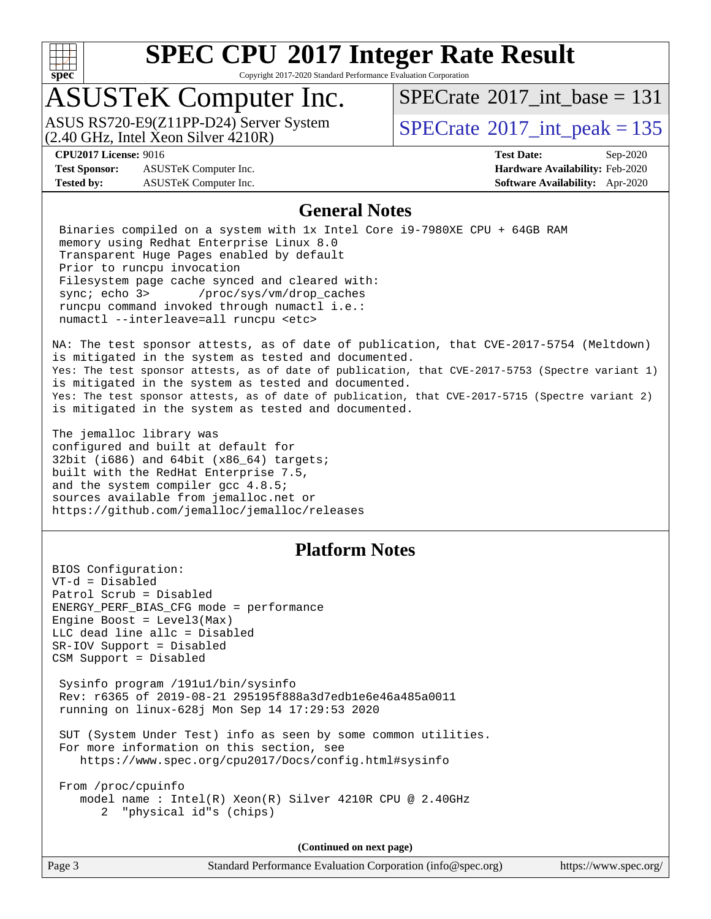# SPEC CPU 2017 Integer Rate Result

Copyright 2017-2020 Standard Performance Evaluation Corporation

## ASUSTeK Computer Inc.

ASUS RS720-E9(Z11PP-D24) Server System
(2.40 GHz, Intel Xeon Silver 4210R)

SPECrate 2017_int_base = 131

SPECrate 2017_int_peak = 135

**CPU2017 License:** 9016
**Test Sponsor:** ASUSTeK Computer Inc.
**Tested by:** ASUSTeK Computer Inc.

**Test Date:** Sep-2020
**Hardware Availability:** Feb-2020
**Software Availability:** Apr-2020

## General Notes

```
 Binaries compiled on a system with 1x Intel Core i9-7980XE CPU + 64GB RAM
 memory using Redhat Enterprise Linux 8.0
 Transparent Huge Pages enabled by default
 Prior to runcpu invocation
 Filesystem page cache synced and cleared with:
 sync; echo 3>       /proc/sys/vm/drop_caches
 runcpu command invoked through numactl i.e.:
 numactl --interleave=all runcpu <etc>
```

NA: The test sponsor attests, as of date of publication, that CVE-2017-5754 (Meltdown) is mitigated in the system as tested and documented.
Yes: The test sponsor attests, as of date of publication, that CVE-2017-5753 (Spectre variant 1) is mitigated in the system as tested and documented.
Yes: The test sponsor attests, as of date of publication, that CVE-2017-5715 (Spectre variant 2) is mitigated in the system as tested and documented.

The jemalloc library was
configured and built at default for
32bit (i686) and 64bit (x86_64) targets;
built with the RedHat Enterprise 7.5,
and the system compiler gcc 4.8.5;
sources available from jemalloc.net or
https://github.com/jemalloc/jemalloc/releases

## Platform Notes

```
BIOS Configuration:
VT-d = Disabled
Patrol Scrub = Disabled
ENERGY_PERF_BIAS_CFG mode = performance
Engine Boost = Level3(Max)
LLC dead line allc = Disabled
SR-IOV Support = Disabled
CSM Support = Disabled

 Sysinfo program /191u1/bin/sysinfo
 Rev: r6365 of 2019-08-21 295195f888a3d7edb1e6e46a485a0011
 running on linux-628j Mon Sep 14 17:29:53 2020

 SUT (System Under Test) info as seen by some common utilities.
 For more information on this section, see
    https://www.spec.org/cpu2017/Docs/config.html#sysinfo

 From /proc/cpuinfo
    model name : Intel(R) Xeon(R) Silver 4210R CPU @ 2.40GHz
       2  "physical id"s (chips)
```

**(Continued on next page)**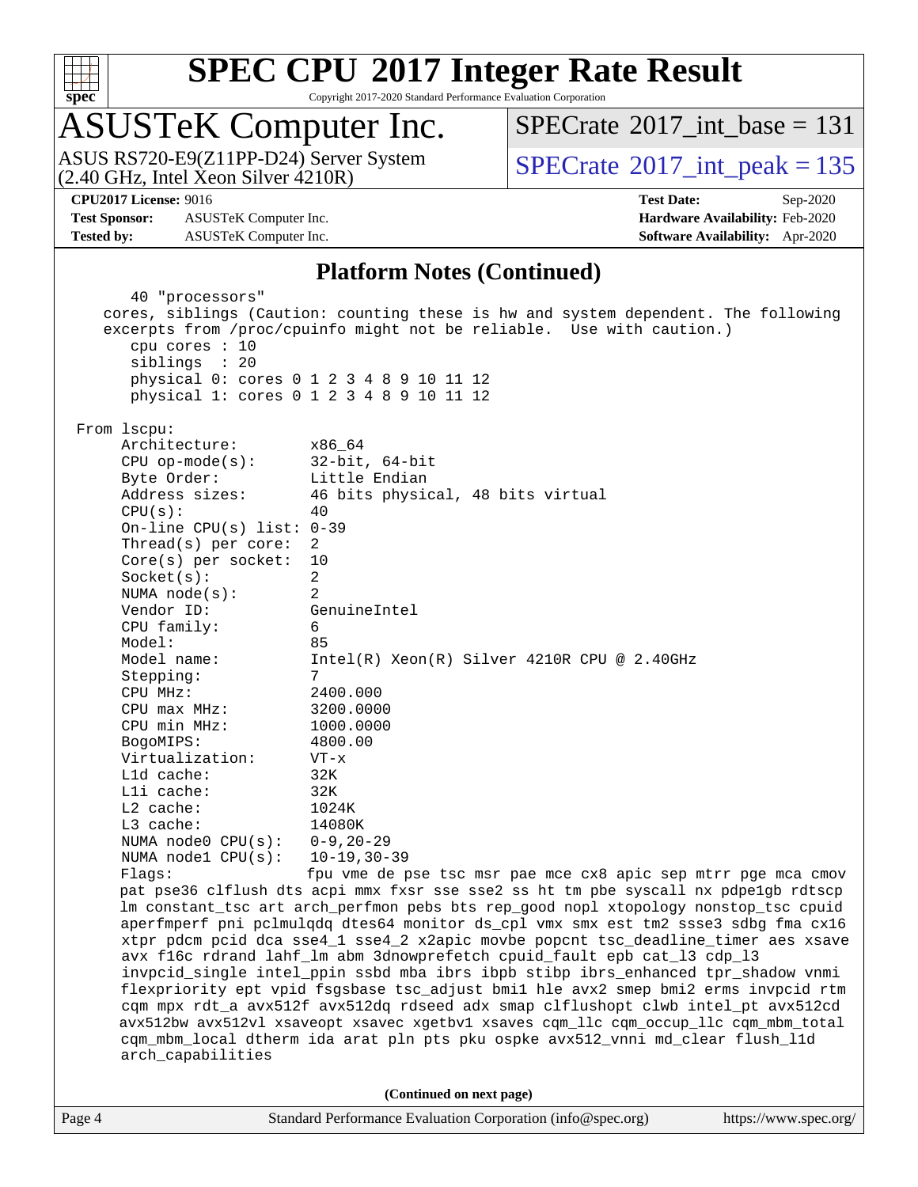## Platform Notes (Continued)

```
      40 "processors"
    cores, siblings (Caution: counting these is hw and system dependent. The following
    excerpts from /proc/cpuinfo might not be reliable.  Use with caution.)
       cpu cores : 10
       siblings  : 20
       physical 0: cores 0 1 2 3 4 8 9 10 11 12
       physical 1: cores 0 1 2 3 4 8 9 10 11 12

 From lscpu:
      Architecture:          x86_64
      CPU op-mode(s):        32-bit, 64-bit
      Byte Order:            Little Endian
      Address sizes:         46 bits physical, 48 bits virtual
      CPU(s):                40
      On-line CPU(s) list: 0-39
      Thread(s) per core:  2
      Core(s) per socket:  10
      Socket(s):             2
      NUMA node(s):          2
      Vendor ID:             GenuineIntel
      CPU family:            6
      Model:                 85
      Model name:            Intel(R) Xeon(R) Silver 4210R CPU @ 2.40GHz
      Stepping:              7
      CPU MHz:               2400.000
      CPU max MHz:           3200.0000
      CPU min MHz:           1000.0000
      BogoMIPS:              4800.00
      Virtualization:        VT-x
      L1d cache:             32K
      L1i cache:             32K
      L2 cache:              1024K
      L3 cache:              14080K
      NUMA node0 CPU(s):     0-9,20-29
      NUMA node1 CPU(s):     10-19,30-39
      Flags:                 fpu vme de pse tsc msr pae mce cx8 apic sep mtrr pge mca cmov
      pat pse36 clflush dts acpi mmx fxsr sse sse2 ss ht tm pbe syscall nx pdpe1gb rdtscp
      lm constant_tsc art arch_perfmon pebs bts rep_good nopl xtopology nonstop_tsc cpuid
      aperfmperf pni pclmulqdq dtes64 monitor ds_cpl vmx smx est tm2 ssse3 sdbg fma cx16
      xtpr pdcm pcid dca sse4_1 sse4_2 x2apic movbe popcnt tsc_deadline_timer aes xsave
      avx f16c rdrand lahf_lm abm 3dnowprefetch cpuid_fault epb cat_l3 cdp_l3
      invpcid_single intel_ppin ssbd mba ibrs ibpb stibp ibrs_enhanced tpr_shadow vnmi
      flexpriority ept vpid fsgsbase tsc_adjust bmi1 hle avx2 smep bmi2 erms invpcid rtm
      cqm mpx rdt_a avx512f avx512dq rdseed adx smap clflushopt clwb intel_pt avx512cd
      avx512bw avx512vl xsaveopt xsavec xgetbv1 xsaves cqm_llc cqm_occup_llc cqm_mbm_total
      cqm_mbm_local dtherm ida arat pln pts pku ospke avx512_vnni md_clear flush_l1d
      arch_capabilities
```

**(Continued on next page)**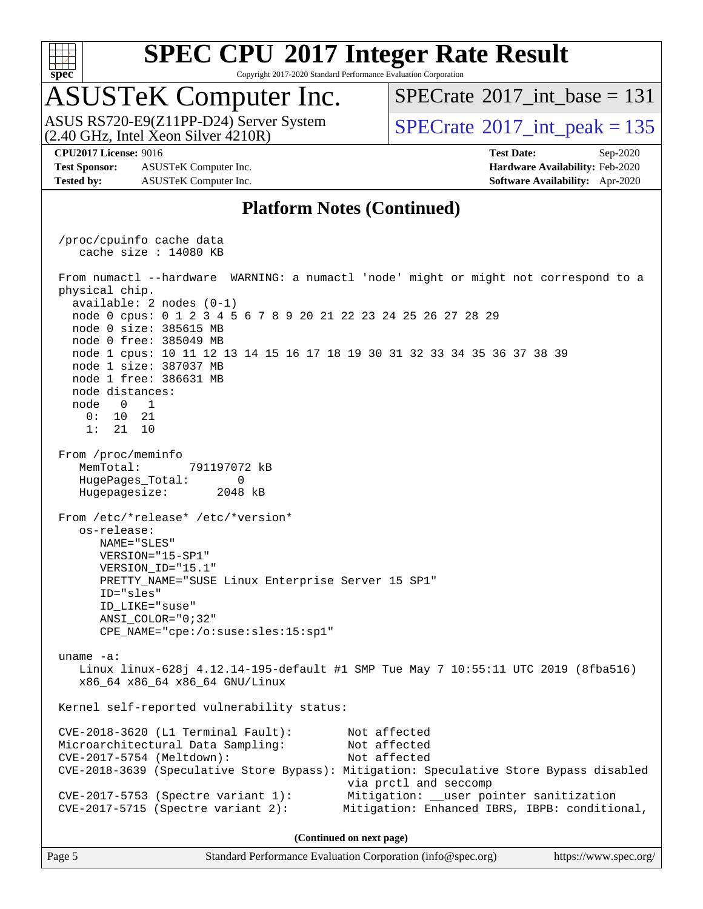## Platform Notes (Continued)

```
/proc/cpuinfo cache data
   cache size : 14080 KB

From numactl --hardware  WARNING: a numactl 'node' might or might not correspond to a
physical chip.
  available: 2 nodes (0-1)
  node 0 cpus: 0 1 2 3 4 5 6 7 8 9 20 21 22 23 24 25 26 27 28 29
  node 0 size: 385615 MB
  node 0 free: 385049 MB
  node 1 cpus: 10 11 12 13 14 15 16 17 18 19 30 31 32 33 34 35 36 37 38 39
  node 1 size: 387037 MB
  node 1 free: 386631 MB
  node distances:
  node   0   1
    0:  10  21
    1:  21  10

From /proc/meminfo
   MemTotal:       791197072 kB
   HugePages_Total:       0
   Hugepagesize:       2048 kB

From /etc/*release* /etc/*version*
   os-release:
      NAME="SLES"
      VERSION="15-SP1"
      VERSION_ID="15.1"
      PRETTY_NAME="SUSE Linux Enterprise Server 15 SP1"
      ID="sles"
      ID_LIKE="suse"
      ANSI_COLOR="0;32"
      CPE_NAME="cpe:/o:suse:sles:15:sp1"

uname -a:
   Linux linux-628j 4.12.14-195-default #1 SMP Tue May 7 10:55:11 UTC 2019 (8fba516)
   x86_64 x86_64 x86_64 GNU/Linux

Kernel self-reported vulnerability status:

CVE-2018-3620 (L1 Terminal Fault):         Not affected
Microarchitectural Data Sampling:          Not affected
CVE-2017-5754 (Meltdown):                  Not affected
CVE-2018-3639 (Speculative Store Bypass): Mitigation: Speculative Store Bypass disabled
                                          via prctl and seccomp
CVE-2017-5753 (Spectre variant 1):         Mitigation: __user pointer sanitization
CVE-2017-5715 (Spectre variant 2):        Mitigation: Enhanced IBRS, IBPB: conditional,
```

(Continued on next page)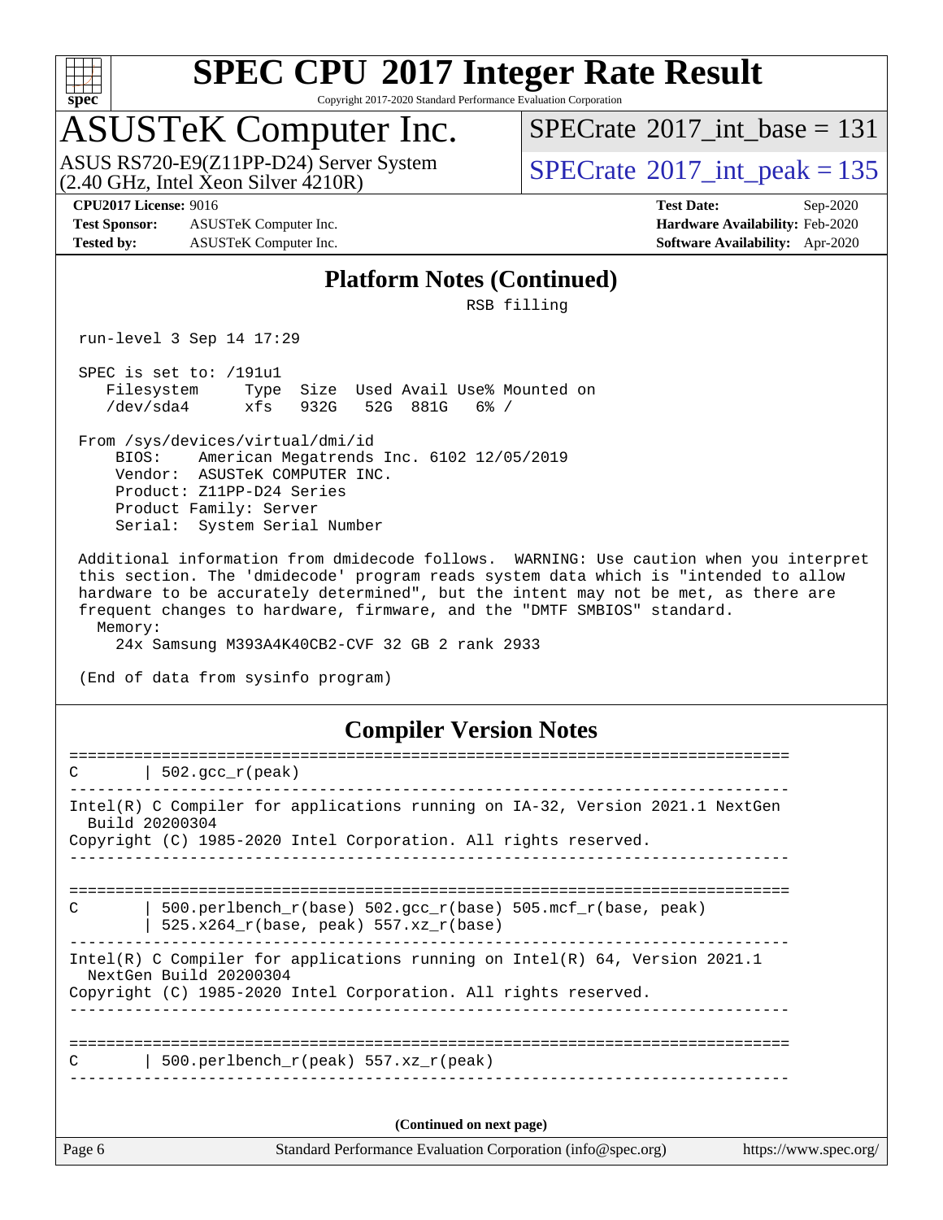## Platform Notes (Continued)

```
                                   RSB filling

 run-level 3 Sep 14 17:29

 SPEC is set to: /191u1
    Filesystem     Type  Size  Used Avail Use% Mounted on
    /dev/sda4      xfs   932G   52G  881G   6% /

 From /sys/devices/virtual/dmi/id
     BIOS:    American Megatrends Inc. 6102 12/05/2019
     Vendor:  ASUSTeK COMPUTER INC.
     Product: Z11PP-D24 Series
     Product Family: Server
     Serial:  System Serial Number

 Additional information from dmidecode follows.  WARNING: Use caution when you interpret
 this section. The 'dmidecode' program reads system data which is "intended to allow
 hardware to be accurately determined", but the intent may not be met, as there are
 frequent changes to hardware, firmware, and the "DMTF SMBIOS" standard.
   Memory:
     24x Samsung M393A4K40CB2-CVF 32 GB 2 rank 2933

 (End of data from sysinfo program)
```

## Compiler Version Notes

```
==============================================================================
C       | 502.gcc_r(peak)
------------------------------------------------------------------------------
Intel(R) C Compiler for applications running on IA-32, Version 2021.1 NextGen
  Build 20200304
Copyright (C) 1985-2020 Intel Corporation. All rights reserved.
------------------------------------------------------------------------------

==============================================================================
C       | 500.perlbench_r(base) 502.gcc_r(base) 505.mcf_r(base, peak)
        | 525.x264_r(base, peak) 557.xz_r(base)
------------------------------------------------------------------------------
Intel(R) C Compiler for applications running on Intel(R) 64, Version 2021.1
  NextGen Build 20200304
Copyright (C) 1985-2020 Intel Corporation. All rights reserved.
------------------------------------------------------------------------------

==============================================================================
C       | 500.perlbench_r(peak) 557.xz_r(peak)
------------------------------------------------------------------------------
```

(Continued on next page)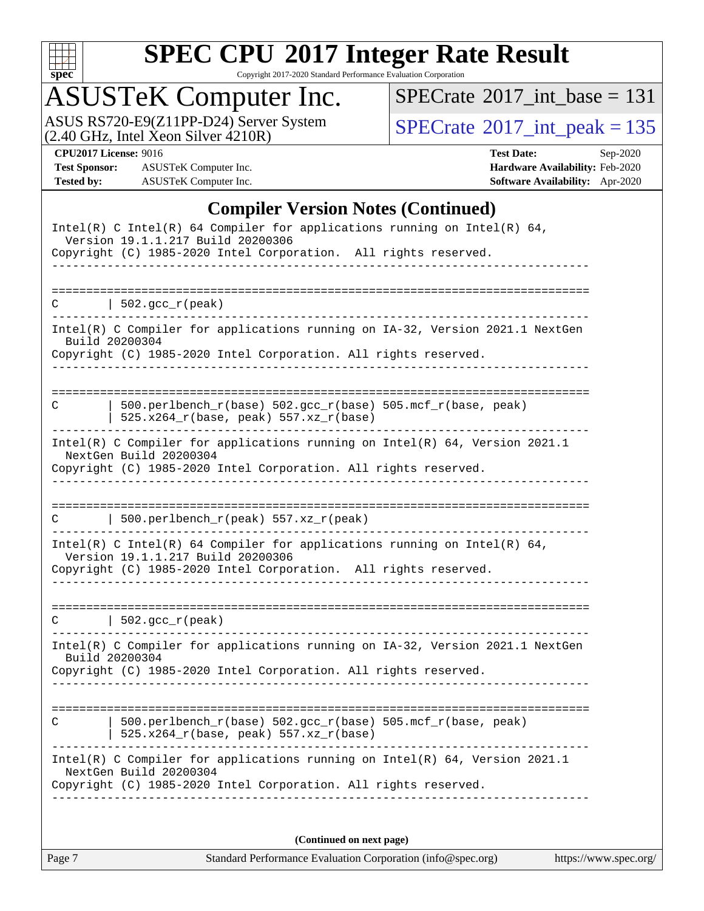## Compiler Version Notes (Continued)

```
Intel(R) C Intel(R) 64 Compiler for applications running on Intel(R) 64,
  Version 19.1.1.217 Build 20200306
Copyright (C) 1985-2020 Intel Corporation.  All rights reserved.
------------------------------------------------------------------------------

==============================================================================
C       | 502.gcc_r(peak)
------------------------------------------------------------------------------
Intel(R) C Compiler for applications running on IA-32, Version 2021.1 NextGen
  Build 20200304
Copyright (C) 1985-2020 Intel Corporation. All rights reserved.
------------------------------------------------------------------------------

==============================================================================
C       | 500.perlbench_r(base) 502.gcc_r(base) 505.mcf_r(base, peak)
        | 525.x264_r(base, peak) 557.xz_r(base)
------------------------------------------------------------------------------
Intel(R) C Compiler for applications running on Intel(R) 64, Version 2021.1
  NextGen Build 20200304
Copyright (C) 1985-2020 Intel Corporation. All rights reserved.
------------------------------------------------------------------------------

==============================================================================
C       | 500.perlbench_r(peak) 557.xz_r(peak)
------------------------------------------------------------------------------
Intel(R) C Intel(R) 64 Compiler for applications running on Intel(R) 64,
  Version 19.1.1.217 Build 20200306
Copyright (C) 1985-2020 Intel Corporation.  All rights reserved.
------------------------------------------------------------------------------

==============================================================================
C       | 502.gcc_r(peak)
------------------------------------------------------------------------------
Intel(R) C Compiler for applications running on IA-32, Version 2021.1 NextGen
  Build 20200304
Copyright (C) 1985-2020 Intel Corporation. All rights reserved.
------------------------------------------------------------------------------

==============================================================================
C       | 500.perlbench_r(base) 502.gcc_r(base) 505.mcf_r(base, peak)
        | 525.x264_r(base, peak) 557.xz_r(base)
------------------------------------------------------------------------------
Intel(R) C Compiler for applications running on Intel(R) 64, Version 2021.1
  NextGen Build 20200304
Copyright (C) 1985-2020 Intel Corporation. All rights reserved.
------------------------------------------------------------------------------
```

**(Continued on next page)**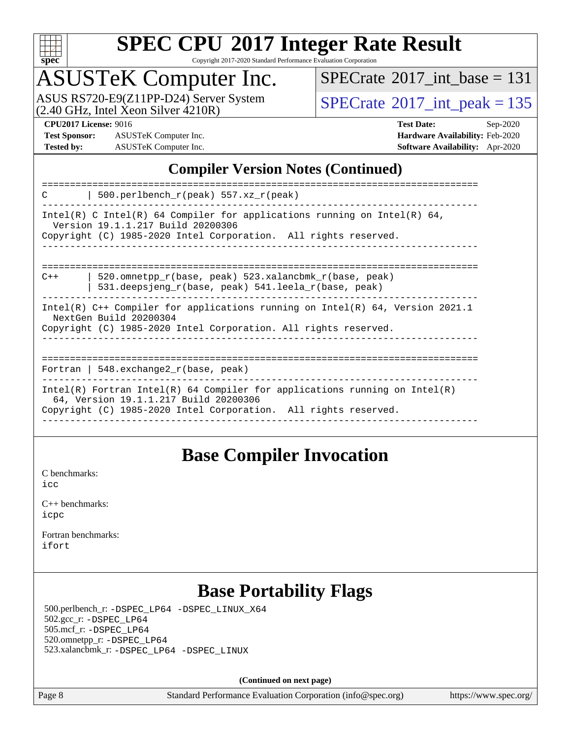# SPEC CPU 2017 Integer Rate Result

Copyright 2017-2020 Standard Performance Evaluation Corporation

## ASUSTeK Computer Inc.

ASUS RS720-E9(Z11PP-D24) Server System (2.40 GHz, Intel Xeon Silver 4210R)

SPECrate 2017_int_base = 131

SPECrate 2017_int_peak = 135

**CPU2017 License:** 9016
**Test Sponsor:** ASUSTeK Computer Inc.
**Tested by:** ASUSTeK Computer Inc.

**Test Date:** Sep-2020
**Hardware Availability:** Feb-2020
**Software Availability:** Apr-2020

## Compiler Version Notes (Continued)

```
==============================================================================
C       | 500.perlbench_r(peak) 557.xz_r(peak)
------------------------------------------------------------------------------
Intel(R) C Intel(R) 64 Compiler for applications running on Intel(R) 64,
  Version 19.1.1.217 Build 20200306
Copyright (C) 1985-2020 Intel Corporation.  All rights reserved.
------------------------------------------------------------------------------

==============================================================================
C++     | 520.omnetpp_r(base, peak) 523.xalancbmk_r(base, peak)
        | 531.deepsjeng_r(base, peak) 541.leela_r(base, peak)
------------------------------------------------------------------------------
Intel(R) C++ Compiler for applications running on Intel(R) 64, Version 2021.1
  NextGen Build 20200304
Copyright (C) 1985-2020 Intel Corporation. All rights reserved.
------------------------------------------------------------------------------

==============================================================================
Fortran | 548.exchange2_r(base, peak)
------------------------------------------------------------------------------
Intel(R) Fortran Intel(R) 64 Compiler for applications running on Intel(R)
  64, Version 19.1.1.217 Build 20200306
Copyright (C) 1985-2020 Intel Corporation.  All rights reserved.
------------------------------------------------------------------------------
```

## Base Compiler Invocation

C benchmarks:
icc

C++ benchmarks:
icpc

Fortran benchmarks:
ifort

## Base Portability Flags

500.perlbench_r: -DSPEC_LP64 -DSPEC_LINUX_X64
502.gcc_r: -DSPEC_LP64
505.mcf_r: -DSPEC_LP64
520.omnetpp_r: -DSPEC_LP64
523.xalancbmk_r: -DSPEC_LP64 -DSPEC_LINUX

**(Continued on next page)**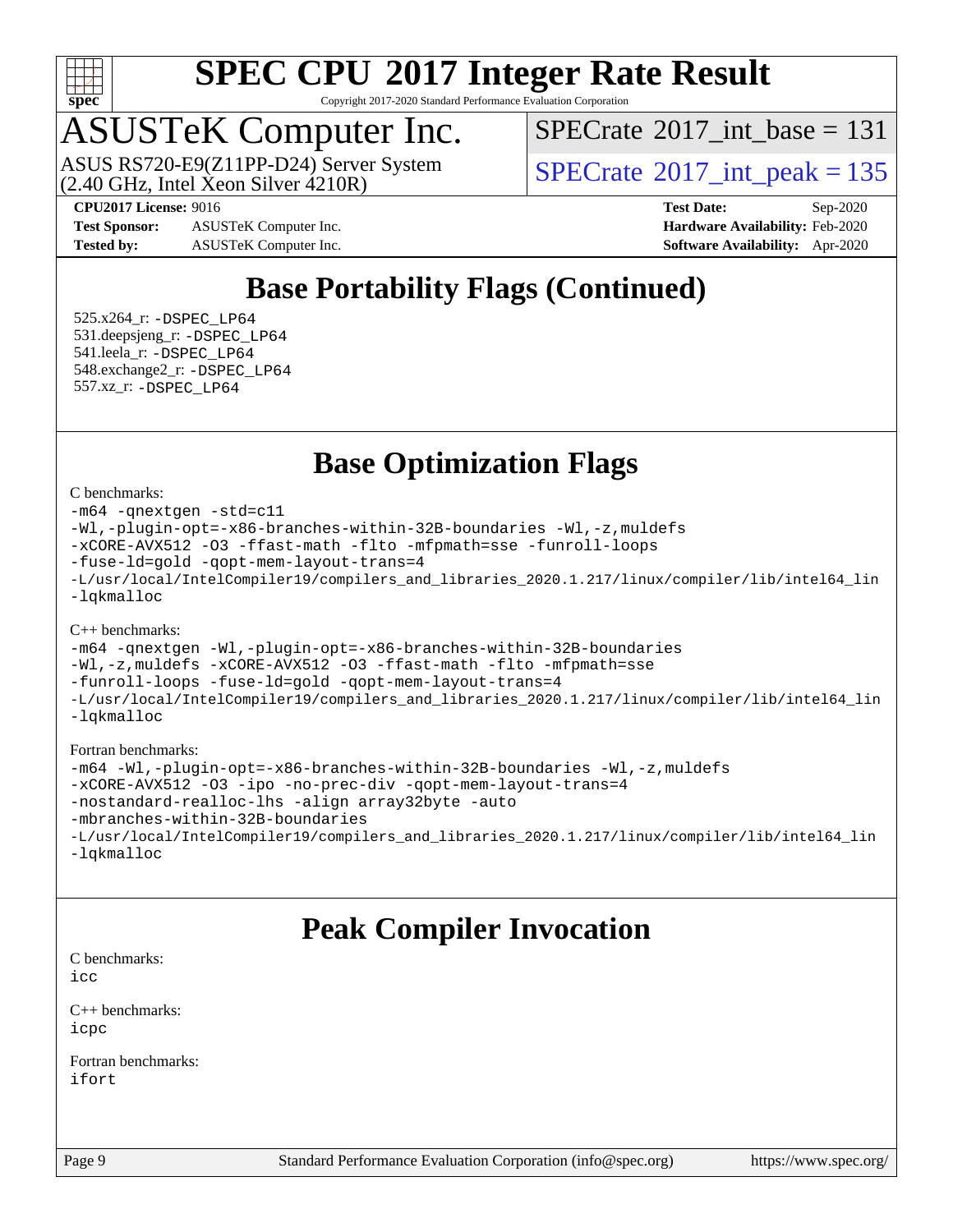## Base Portability Flags (Continued)

525.x264_r: -DSPEC_LP64
531.deepsjeng_r: -DSPEC_LP64
541.leela_r: -DSPEC_LP64
548.exchange2_r: -DSPEC_LP64
557.xz_r: -DSPEC_LP64

## Base Optimization Flags

C benchmarks:

```
-m64 -qnextgen -std=c11
-Wl,-plugin-opt=-x86-branches-within-32B-boundaries -Wl,-z,muldefs
-xCORE-AVX512 -O3 -ffast-math -flto -mfpmath=sse -funroll-loops
-fuse-ld=gold -qopt-mem-layout-trans=4
-L/usr/local/IntelCompiler19/compilers_and_libraries_2020.1.217/linux/compiler/lib/intel64_lin
-lqkmalloc
```

C++ benchmarks:

```
-m64 -qnextgen -Wl,-plugin-opt=-x86-branches-within-32B-boundaries
-Wl,-z,muldefs -xCORE-AVX512 -O3 -ffast-math -flto -mfpmath=sse
-funroll-loops -fuse-ld=gold -qopt-mem-layout-trans=4
-L/usr/local/IntelCompiler19/compilers_and_libraries_2020.1.217/linux/compiler/lib/intel64_lin
-lqkmalloc
```

Fortran benchmarks:

```
-m64 -Wl,-plugin-opt=-x86-branches-within-32B-boundaries -Wl,-z,muldefs
-xCORE-AVX512 -O3 -ipo -no-prec-div -qopt-mem-layout-trans=4
-nostandard-realloc-lhs -align array32byte -auto
-mbranches-within-32B-boundaries
-L/usr/local/IntelCompiler19/compilers_and_libraries_2020.1.217/linux/compiler/lib/intel64_lin
-lqkmalloc
```

## Peak Compiler Invocation

C benchmarks:
icc

C++ benchmarks:
icpc

Fortran benchmarks:
ifort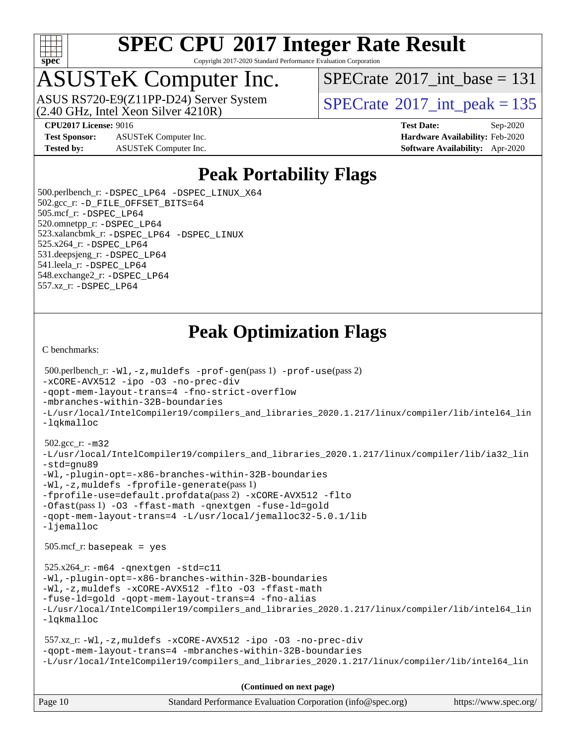# SPEC CPU 2017 Integer Rate Result

Copyright 2017-2020 Standard Performance Evaluation Corporation

## ASUSTeK Computer Inc.

ASUS RS720-E9(Z11PP-D24) Server System (2.40 GHz, Intel Xeon Silver 4210R)

SPECrate 2017_int_base = 131

SPECrate 2017_int_peak = 135

**CPU2017 License:** 9016
**Test Sponsor:** ASUSTeK Computer Inc.
**Tested by:** ASUSTeK Computer Inc.

**Test Date:** Sep-2020
**Hardware Availability:** Feb-2020
**Software Availability:** Apr-2020

## Peak Portability Flags

500.perlbench_r: -DSPEC_LP64 -DSPEC_LINUX_X64
502.gcc_r: -D_FILE_OFFSET_BITS=64
505.mcf_r: -DSPEC_LP64
520.omnetpp_r: -DSPEC_LP64
523.xalancbmk_r: -DSPEC_LP64 -DSPEC_LINUX
525.x264_r: -DSPEC_LP64
531.deepsjeng_r: -DSPEC_LP64
541.leela_r: -DSPEC_LP64
548.exchange2_r: -DSPEC_LP64
557.xz_r: -DSPEC_LP64

## Peak Optimization Flags

C benchmarks:

500.perlbench_r: -Wl,-z,muldefs -prof-gen(pass 1) -prof-use(pass 2) -xCORE-AVX512 -ipo -O3 -no-prec-div -qopt-mem-layout-trans=4 -fno-strict-overflow -mbranches-within-32B-boundaries -L/usr/local/IntelCompiler19/compilers_and_libraries_2020.1.217/linux/compiler/lib/intel64_lin -lqkmalloc

502.gcc_r: -m32 -L/usr/local/IntelCompiler19/compilers_and_libraries_2020.1.217/linux/compiler/lib/ia32_lin -std=gnu89 -Wl,-plugin-opt=-x86-branches-within-32B-boundaries -Wl,-z,muldefs -fprofile-generate(pass 1) -fprofile-use=default.profdata(pass 2) -xCORE-AVX512 -flto -Ofast(pass 1) -O3 -ffast-math -qnextgen -fuse-ld=gold -qopt-mem-layout-trans=4 -L/usr/local/jemalloc32-5.0.1/lib -ljemalloc

505.mcf_r: basepeak = yes

525.x264_r: -m64 -qnextgen -std=c11 -Wl,-plugin-opt=-x86-branches-within-32B-boundaries -Wl,-z,muldefs -xCORE-AVX512 -flto -O3 -ffast-math -fuse-ld=gold -qopt-mem-layout-trans=4 -fno-alias -L/usr/local/IntelCompiler19/compilers_and_libraries_2020.1.217/linux/compiler/lib/intel64_lin -lqkmalloc

557.xz_r: -Wl,-z,muldefs -xCORE-AVX512 -ipo -O3 -no-prec-div -qopt-mem-layout-trans=4 -mbranches-within-32B-boundaries -L/usr/local/IntelCompiler19/compilers_and_libraries_2020.1.217/linux/compiler/lib/intel64_lin

**(Continued on next page)**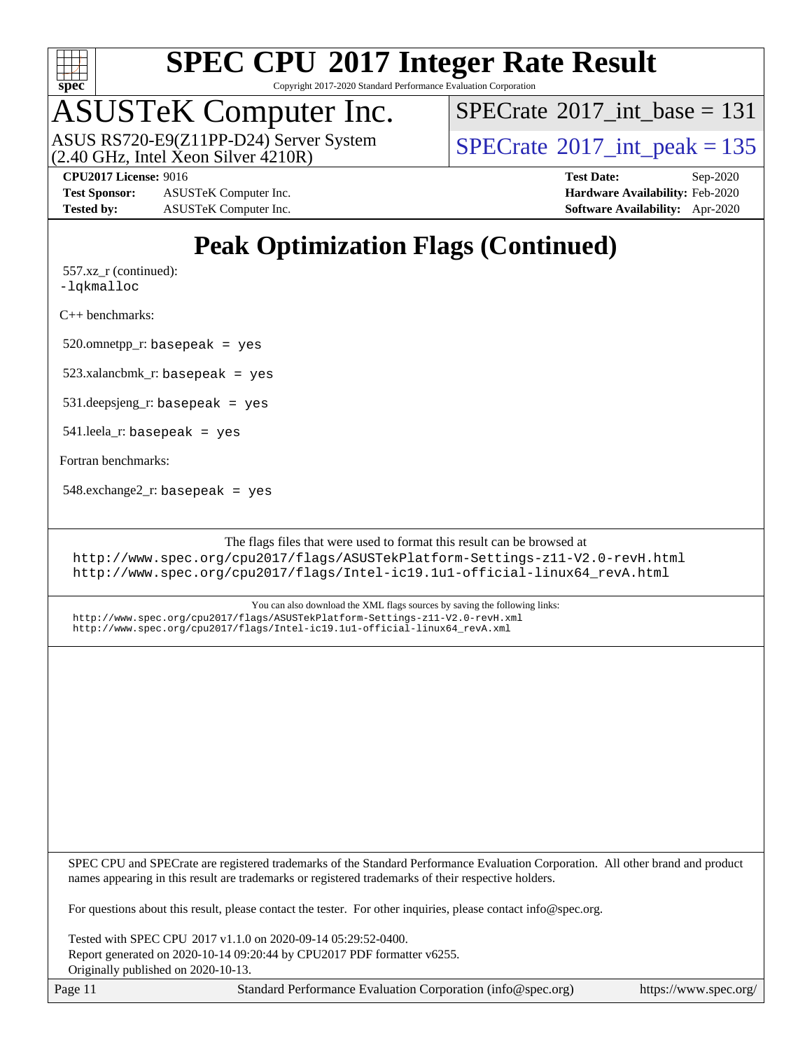# Peak Optimization Flags (Continued)

557.xz_r (continued):
-lqkmalloc

C++ benchmarks:

520.omnetpp_r: basepeak = yes

523.xalancbmk_r: basepeak = yes

531.deepsjeng_r: basepeak = yes

541.leela_r: basepeak = yes

Fortran benchmarks:

548.exchange2_r: basepeak = yes

The flags files that were used to format this result can be browsed at
http://www.spec.org/cpu2017/flags/ASUSTekPlatform-Settings-z11-V2.0-revH.html
http://www.spec.org/cpu2017/flags/Intel-ic19.1u1-official-linux64_revA.html

You can also download the XML flags sources by saving the following links:
http://www.spec.org/cpu2017/flags/ASUSTekPlatform-Settings-z11-V2.0-revH.xml
http://www.spec.org/cpu2017/flags/Intel-ic19.1u1-official-linux64_revA.xml

SPEC CPU and SPECrate are registered trademarks of the Standard Performance Evaluation Corporation. All other brand and product names appearing in this result are trademarks or registered trademarks of their respective holders.

For questions about this result, please contact the tester. For other inquiries, please contact info@spec.org.

Tested with SPEC CPU 2017 v1.1.0 on 2020-09-14 05:29:52-0400.
Report generated on 2020-10-14 09:20:44 by CPU2017 PDF formatter v6255.
Originally published on 2020-10-13.